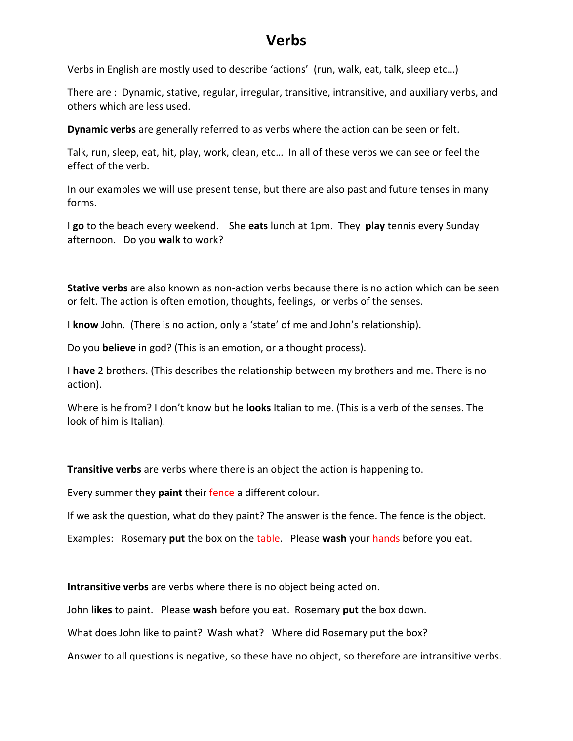# Verbs

Verbs in English are mostly used to describe 'actions' (run, walk, eat, talk, sleep etc…)

There are : Dynamic, stative, regular, irregular, transitive, intransitive, and auxiliary verbs, and others which are less used.

**Dynamic verbs** are generally referred to as verbs where the action can be seen or felt.

Talk, run, sleep, eat, hit, play, work, clean, etc… In all of these verbs we can see or feel the effect of the verb.

In our examples we will use present tense, but there are also past and future tenses in many forms.

I **go** to the beach every weekend. She **eats** lunch at 1pm. They **play** tennis every Sunday afternoon. Do you **walk** to work?

**Stative verbs** are also known as non-action verbs because there is no action which can be seen or felt. The action is often emotion, thoughts, feelings, or verbs of the senses.

I **know** John. (There is no action, only a 'state' of me and John's relationship).

Do you **believe** in god? (This is an emotion, or a thought process).

I **have** 2 brothers. (This describes the relationship between my brothers and me. There is no action).

Where is he from? I don't know but he **looks** Italian to me. (This is a verb of the senses. The look of him is Italian).

**Transitive verbs** are verbs where there is an object the action is happening to.

Every summer they **paint** their fence a different colour.

If we ask the question, what do they paint? The answer is the fence. The fence is the object.

Examples: Rosemary **put** the box on the table. Please **wash** your hands before you eat.

**Intransitive verbs** are verbs where there is no object being acted on.

John **likes** to paint. Please **wash** before you eat. Rosemary **put** the box down.

What does John like to paint? Wash what? Where did Rosemary put the box?

Answer to all questions is negative, so these have no object, so therefore are intransitive verbs.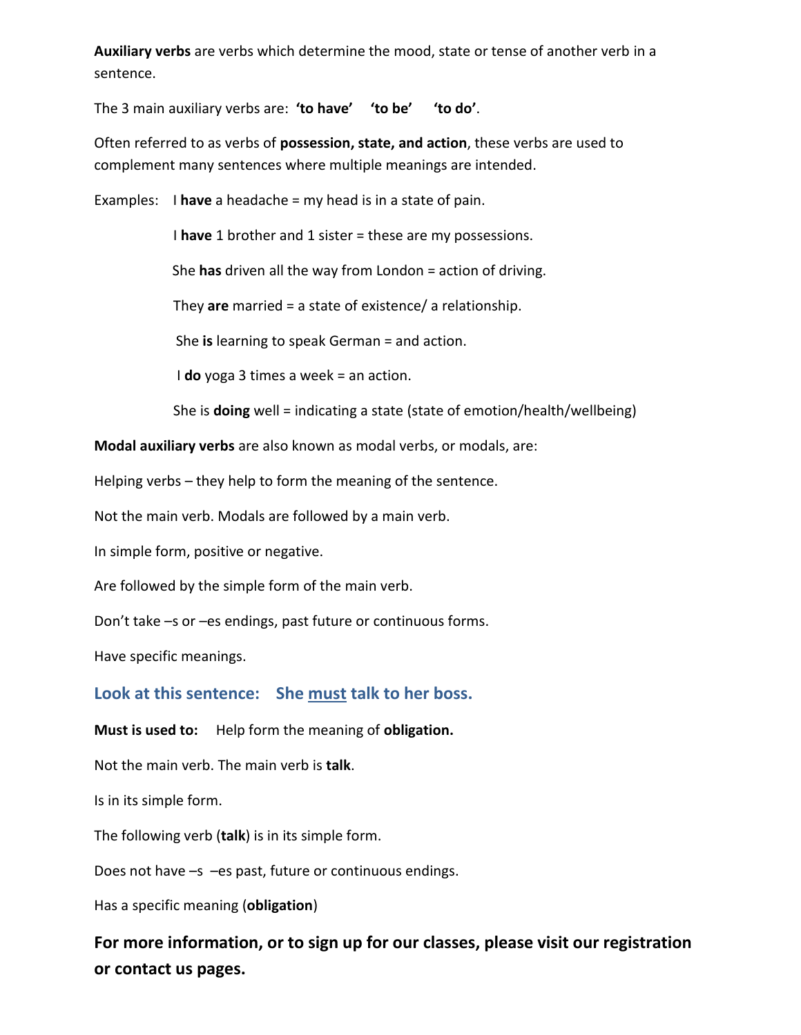**Auxiliary verbs** are verbs which determine the mood, state or tense of another verb in a sentence.

The 3 main auxiliary verbs are: **'to have'** **'to be'** **'to do'**.

Often referred to as verbs of **possession, state, and action**, these verbs are used to complement many sentences where multiple meanings are intended.

Examples: I **have** a headache = my head is in a state of pain.

I **have** 1 brother and 1 sister = these are my possessions.

She **has** driven all the way from London = action of driving.

They **are** married = a state of existence/ a relationship.

She **is** learning to speak German = and action.

I **do** yoga 3 times a week = an action.

She is **doing** well = indicating a state (state of emotion/health/wellbeing)

**Modal auxiliary verbs** are also known as modal verbs, or modals, are:

Helping verbs – they help to form the meaning of the sentence.

Not the main verb. Modals are followed by a main verb.

In simple form, positive or negative.

Are followed by the simple form of the main verb.

Don't take –s or –es endings, past future or continuous forms.

Have specific meanings.

### Look at this sentence: She <u>must</u> talk to her boss.

**Must is used to:** Help form the meaning of **obligation.**

Not the main verb. The main verb is **talk**.

Is in its simple form.

The following verb (**talk**) is in its simple form.

Does not have –s –es past, future or continuous endings.

Has a specific meaning (**obligation**)

**For more information, or to sign up for our classes, please visit our registration or contact us pages.**